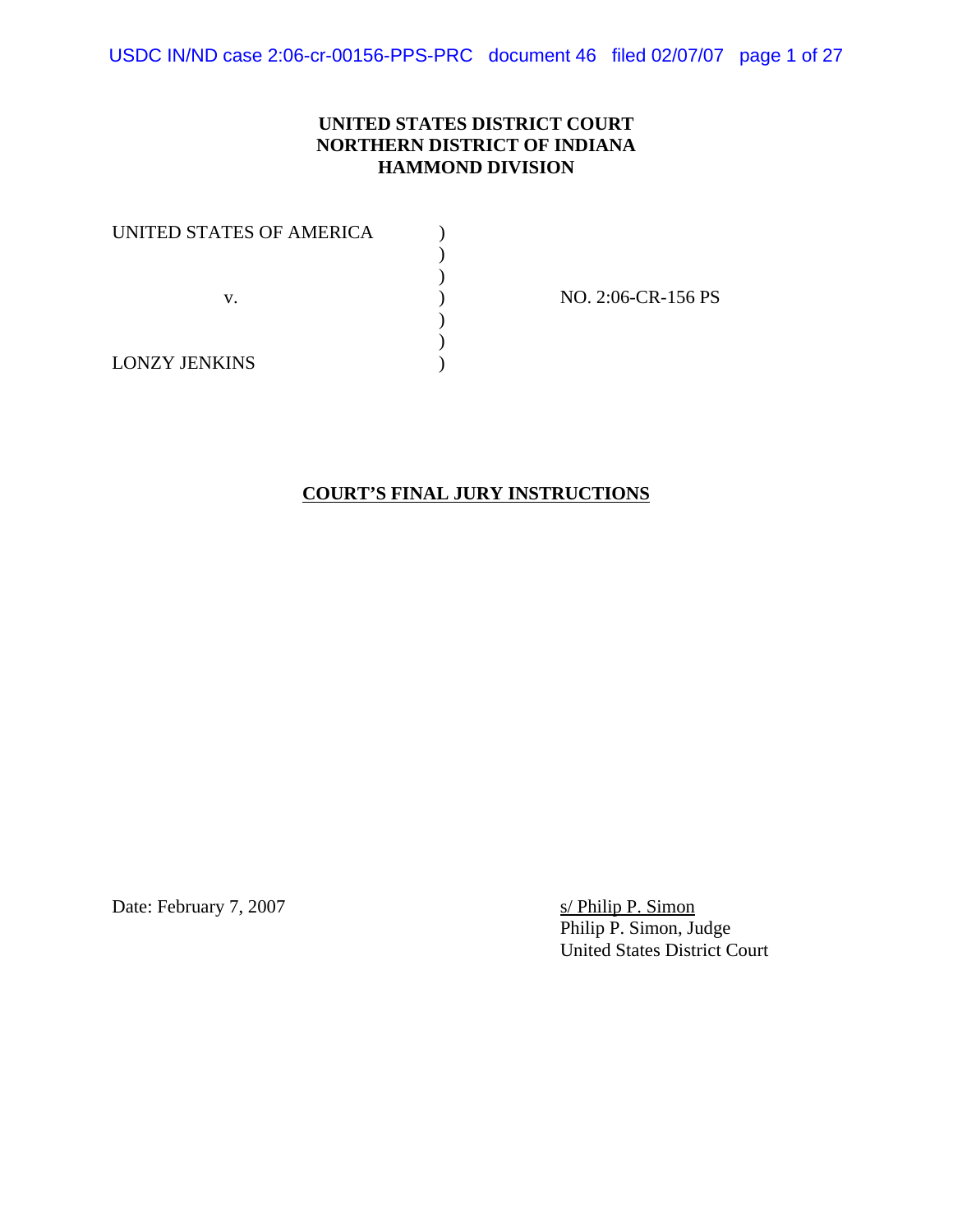**UNITED STATES DISTRICT COURT**
**NORTHERN DISTRICT OF INDIANA**
**HAMMOND DIVISION**

| | | |
|---|---|---|
| UNITED STATES OF AMERICA | ) | |
| | ) | |
| | ) | |
| v. | ) | NO. 2:06-CR-156 PS |
| | ) | |
| | ) | |
| LONZY JENKINS | ) | |

## COURT'S FINAL JURY INSTRUCTIONS

Date: February 7, 2007

s/ Philip P. Simon
Philip P. Simon, Judge
United States District Court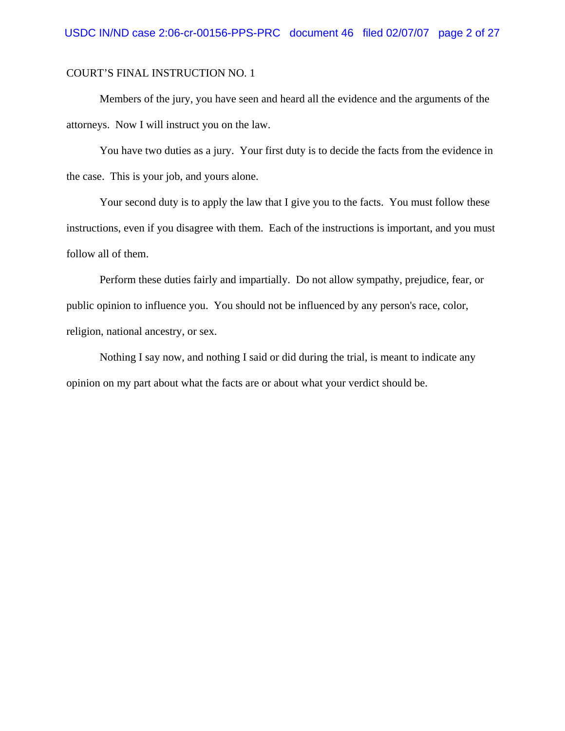COURT'S FINAL INSTRUCTION NO. 1

Members of the jury, you have seen and heard all the evidence and the arguments of the attorneys. Now I will instruct you on the law.

You have two duties as a jury. Your first duty is to decide the facts from the evidence in the case. This is your job, and yours alone.

Your second duty is to apply the law that I give you to the facts. You must follow these instructions, even if you disagree with them. Each of the instructions is important, and you must follow all of them.

Perform these duties fairly and impartially. Do not allow sympathy, prejudice, fear, or public opinion to influence you. You should not be influenced by any person's race, color, religion, national ancestry, or sex.

Nothing I say now, and nothing I said or did during the trial, is meant to indicate any opinion on my part about what the facts are or about what your verdict should be.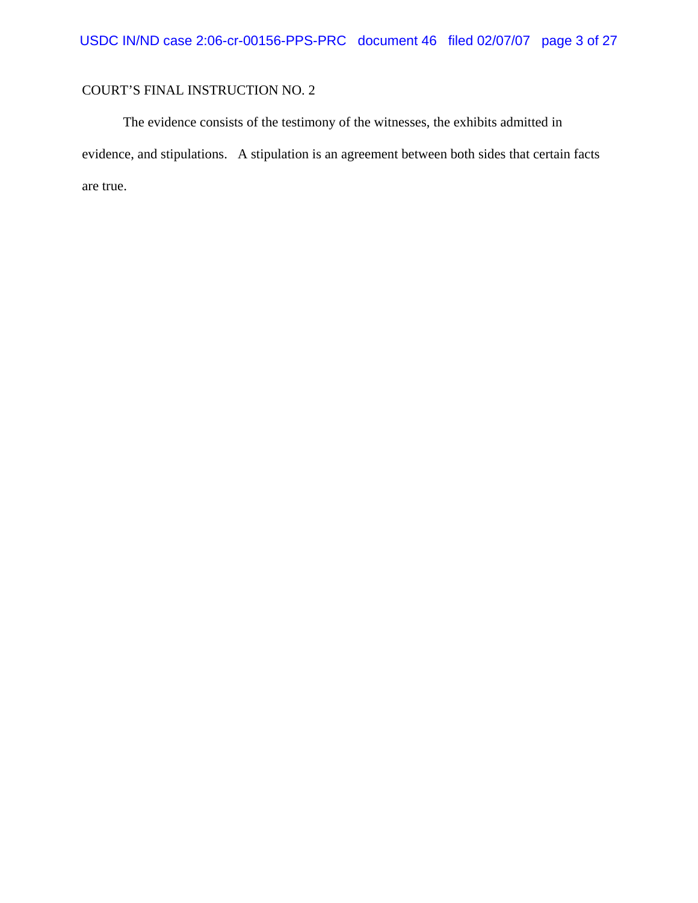COURT’S FINAL INSTRUCTION NO. 2

The evidence consists of the testimony of the witnesses, the exhibits admitted in evidence, and stipulations. A stipulation is an agreement between both sides that certain facts are true.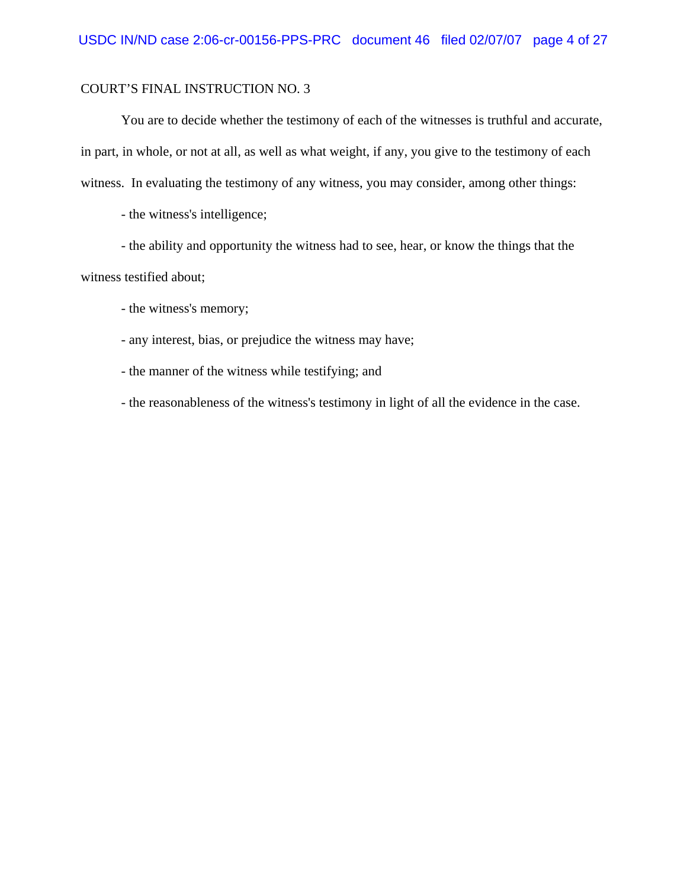COURT'S FINAL INSTRUCTION NO. 3

You are to decide whether the testimony of each of the witnesses is truthful and accurate, in part, in whole, or not at all, as well as what weight, if any, you give to the testimony of each witness. In evaluating the testimony of any witness, you may consider, among other things:

- the witness's intelligence;
- the ability and opportunity the witness had to see, hear, or know the things that the witness testified about;
- the witness's memory;
- any interest, bias, or prejudice the witness may have;
- the manner of the witness while testifying; and
- the reasonableness of the witness's testimony in light of all the evidence in the case.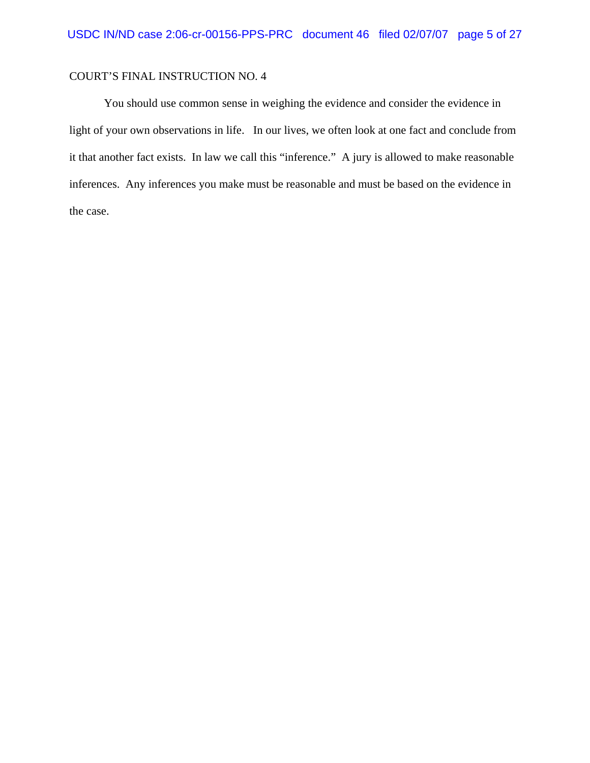COURT'S FINAL INSTRUCTION NO. 4

You should use common sense in weighing the evidence and consider the evidence in light of your own observations in life. In our lives, we often look at one fact and conclude from it that another fact exists. In law we call this "inference." A jury is allowed to make reasonable inferences. Any inferences you make must be reasonable and must be based on the evidence in the case.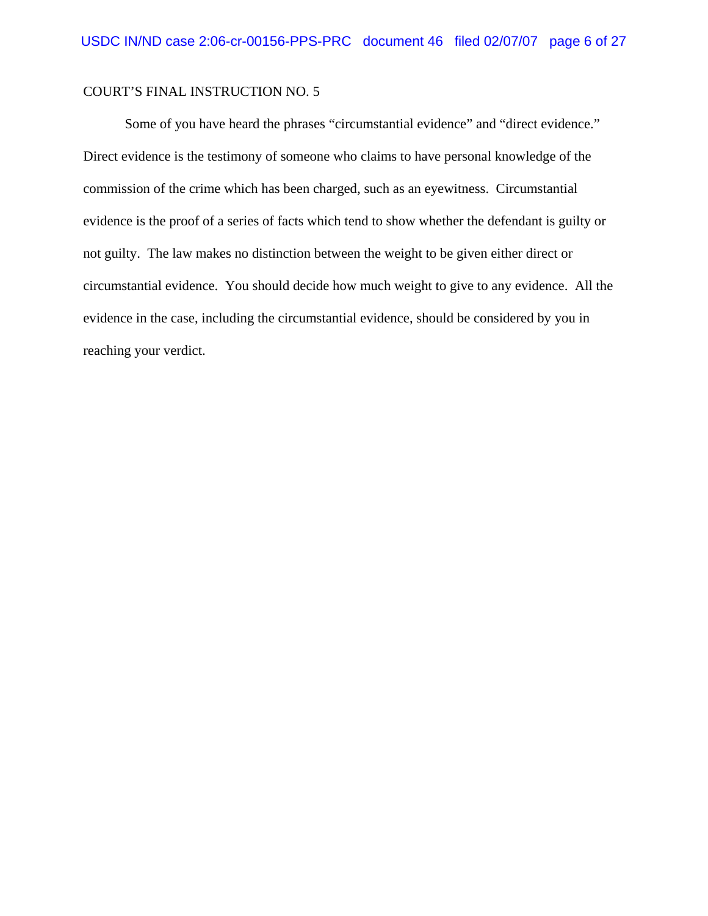COURT'S FINAL INSTRUCTION NO. 5

Some of you have heard the phrases "circumstantial evidence" and "direct evidence." Direct evidence is the testimony of someone who claims to have personal knowledge of the commission of the crime which has been charged, such as an eyewitness. Circumstantial evidence is the proof of a series of facts which tend to show whether the defendant is guilty or not guilty. The law makes no distinction between the weight to be given either direct or circumstantial evidence. You should decide how much weight to give to any evidence. All the evidence in the case, including the circumstantial evidence, should be considered by you in reaching your verdict.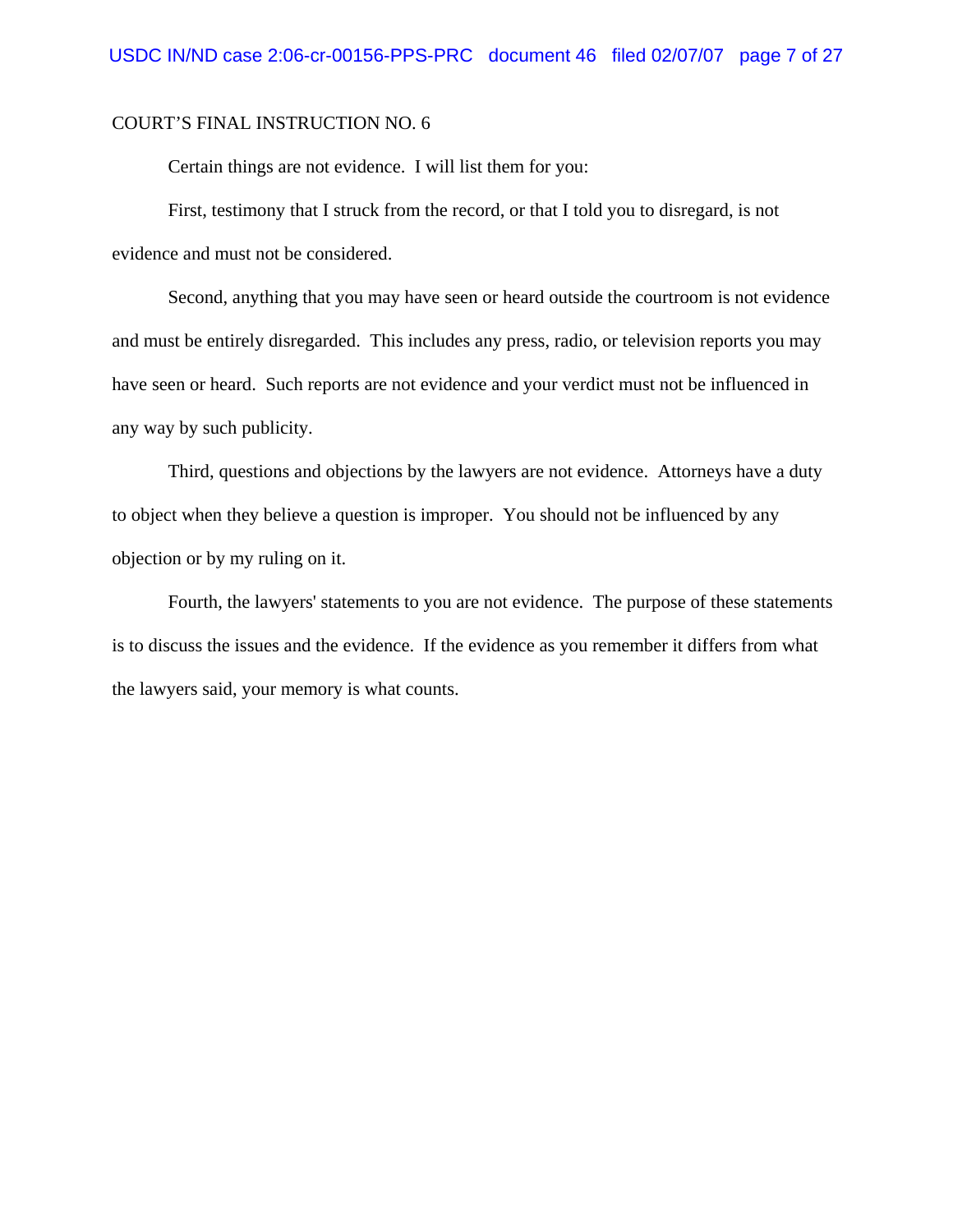COURT'S FINAL INSTRUCTION NO. 6

Certain things are not evidence. I will list them for you:

First, testimony that I struck from the record, or that I told you to disregard, is not evidence and must not be considered.

Second, anything that you may have seen or heard outside the courtroom is not evidence and must be entirely disregarded. This includes any press, radio, or television reports you may have seen or heard. Such reports are not evidence and your verdict must not be influenced in any way by such publicity.

Third, questions and objections by the lawyers are not evidence. Attorneys have a duty to object when they believe a question is improper. You should not be influenced by any objection or by my ruling on it.

Fourth, the lawyers' statements to you are not evidence. The purpose of these statements is to discuss the issues and the evidence. If the evidence as you remember it differs from what the lawyers said, your memory is what counts.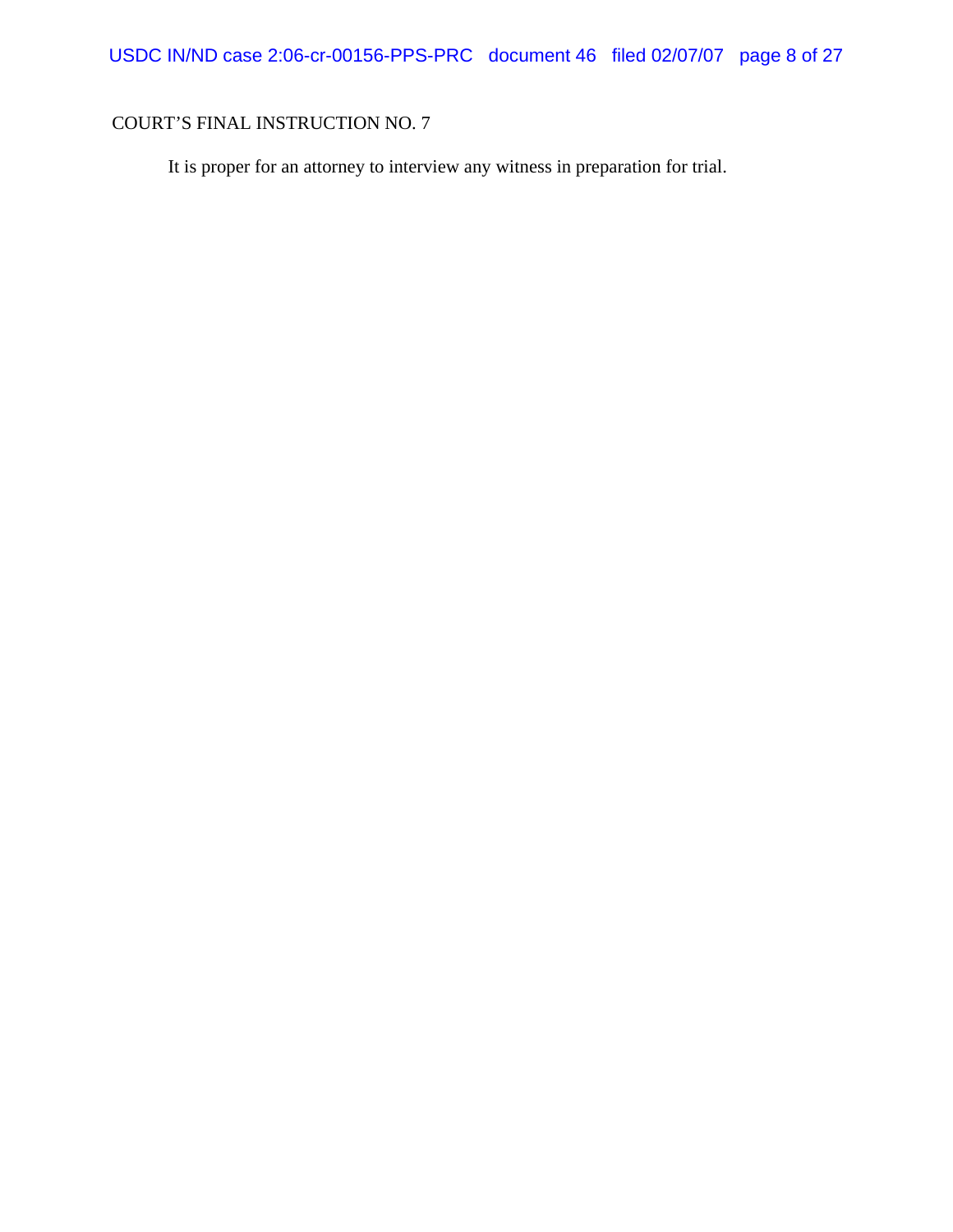COURT'S FINAL INSTRUCTION NO. 7

It is proper for an attorney to interview any witness in preparation for trial.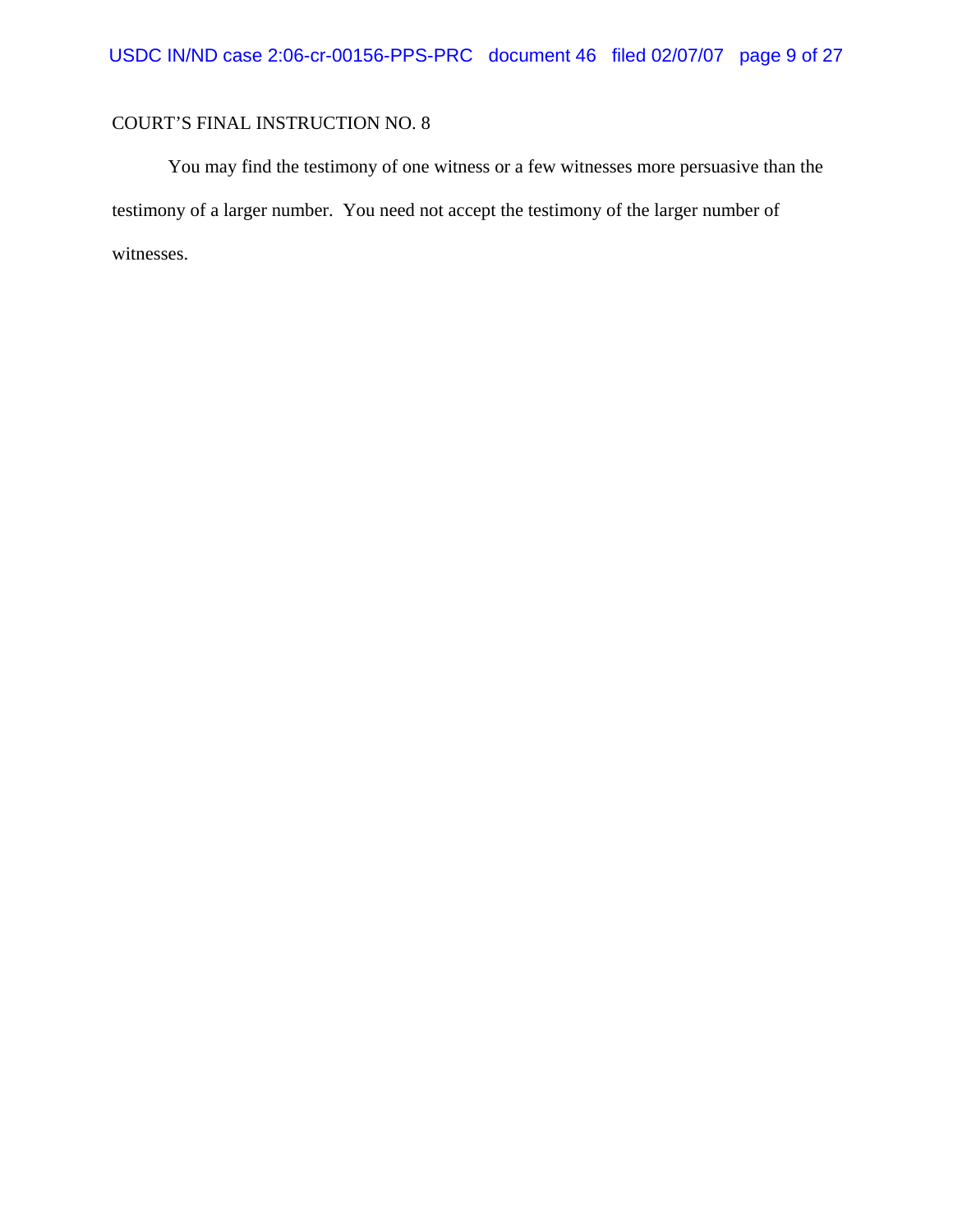COURT'S FINAL INSTRUCTION NO. 8

You may find the testimony of one witness or a few witnesses more persuasive than the testimony of a larger number. You need not accept the testimony of the larger number of witnesses.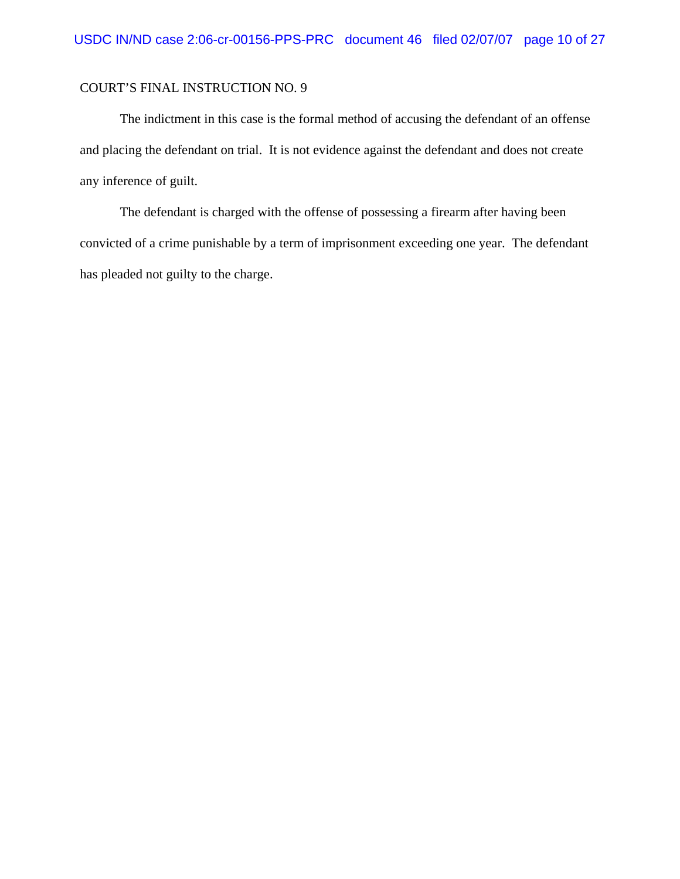COURT'S FINAL INSTRUCTION NO. 9

The indictment in this case is the formal method of accusing the defendant of an offense and placing the defendant on trial. It is not evidence against the defendant and does not create any inference of guilt.

The defendant is charged with the offense of possessing a firearm after having been convicted of a crime punishable by a term of imprisonment exceeding one year. The defendant has pleaded not guilty to the charge.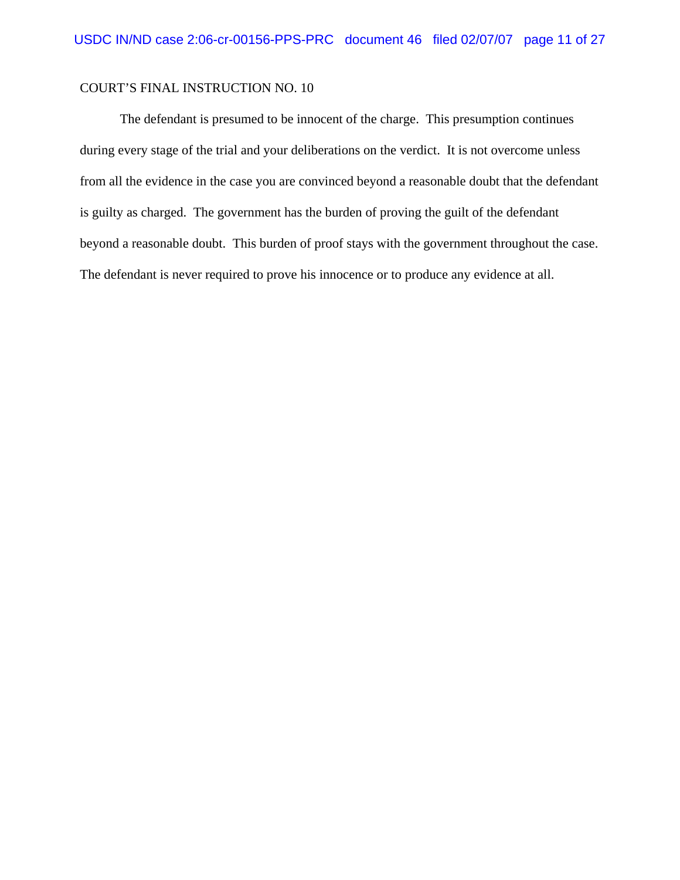COURT'S FINAL INSTRUCTION NO. 10

The defendant is presumed to be innocent of the charge. This presumption continues during every stage of the trial and your deliberations on the verdict. It is not overcome unless from all the evidence in the case you are convinced beyond a reasonable doubt that the defendant is guilty as charged. The government has the burden of proving the guilt of the defendant beyond a reasonable doubt. This burden of proof stays with the government throughout the case. The defendant is never required to prove his innocence or to produce any evidence at all.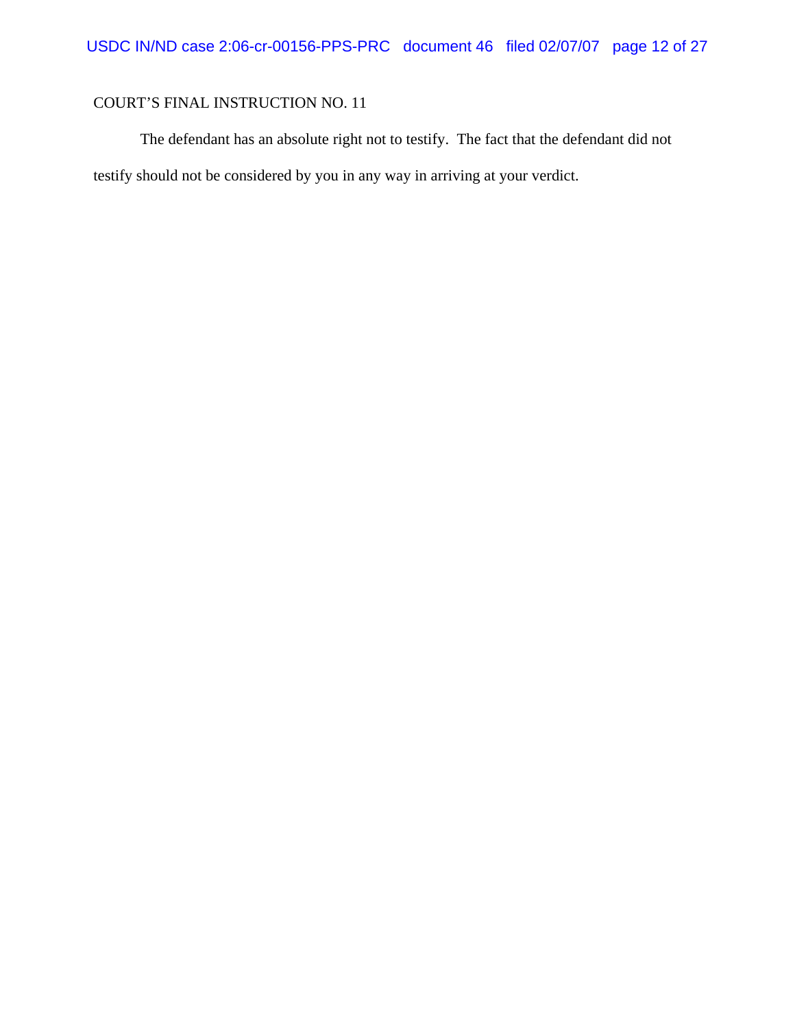COURT'S FINAL INSTRUCTION NO. 11

The defendant has an absolute right not to testify. The fact that the defendant did not testify should not be considered by you in any way in arriving at your verdict.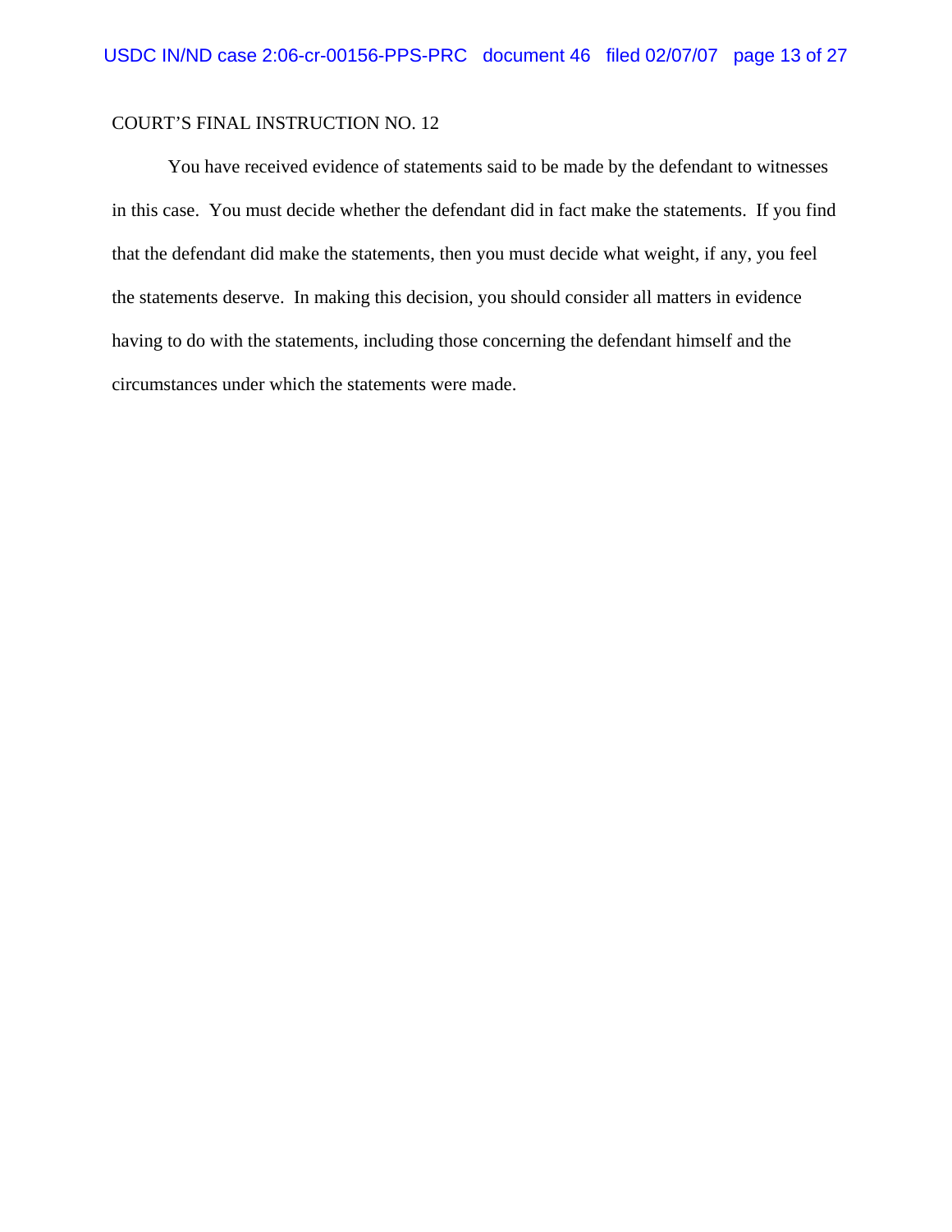COURT'S FINAL INSTRUCTION NO. 12

You have received evidence of statements said to be made by the defendant to witnesses in this case. You must decide whether the defendant did in fact make the statements. If you find that the defendant did make the statements, then you must decide what weight, if any, you feel the statements deserve. In making this decision, you should consider all matters in evidence having to do with the statements, including those concerning the defendant himself and the circumstances under which the statements were made.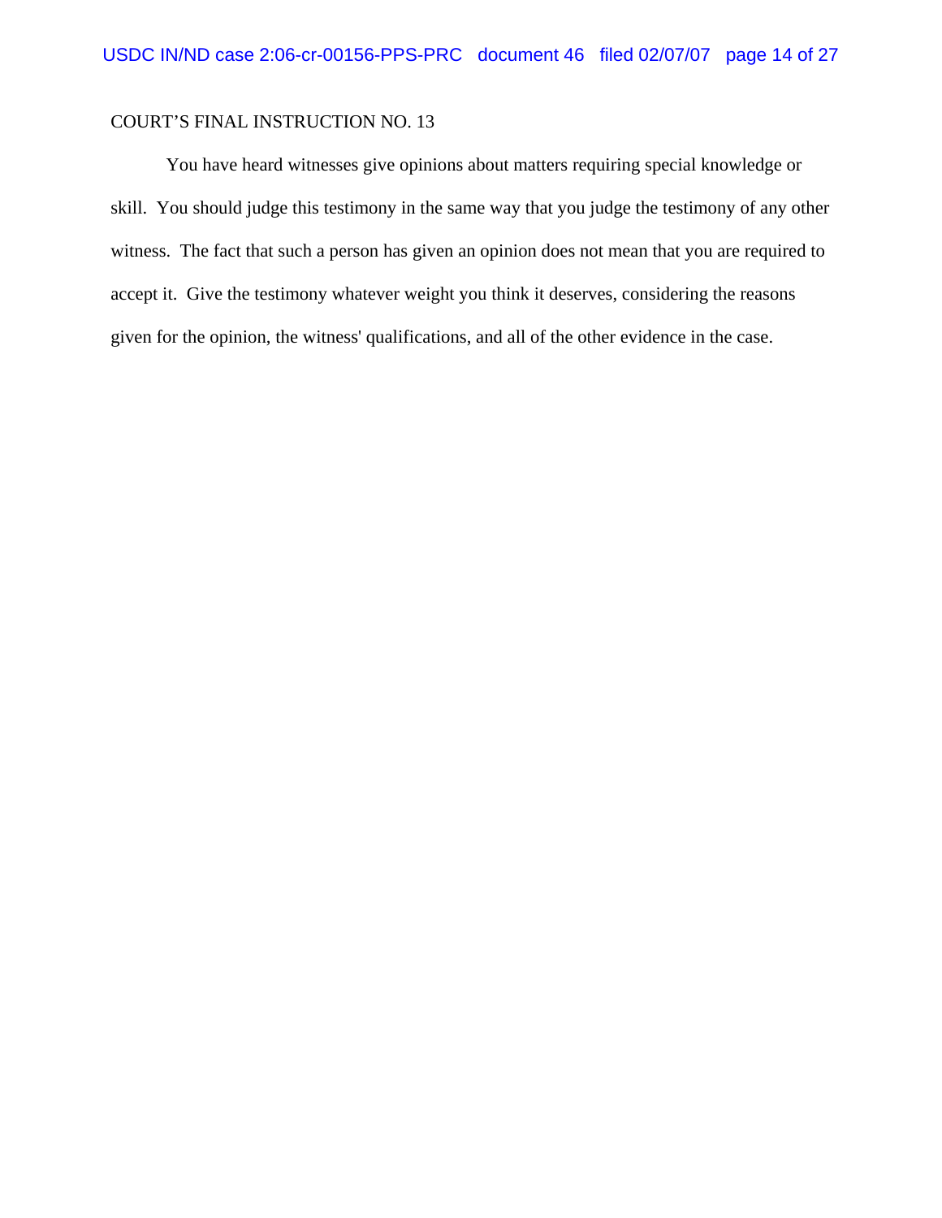COURT’S FINAL INSTRUCTION NO. 13

You have heard witnesses give opinions about matters requiring special knowledge or skill. You should judge this testimony in the same way that you judge the testimony of any other witness. The fact that such a person has given an opinion does not mean that you are required to accept it. Give the testimony whatever weight you think it deserves, considering the reasons given for the opinion, the witness' qualifications, and all of the other evidence in the case.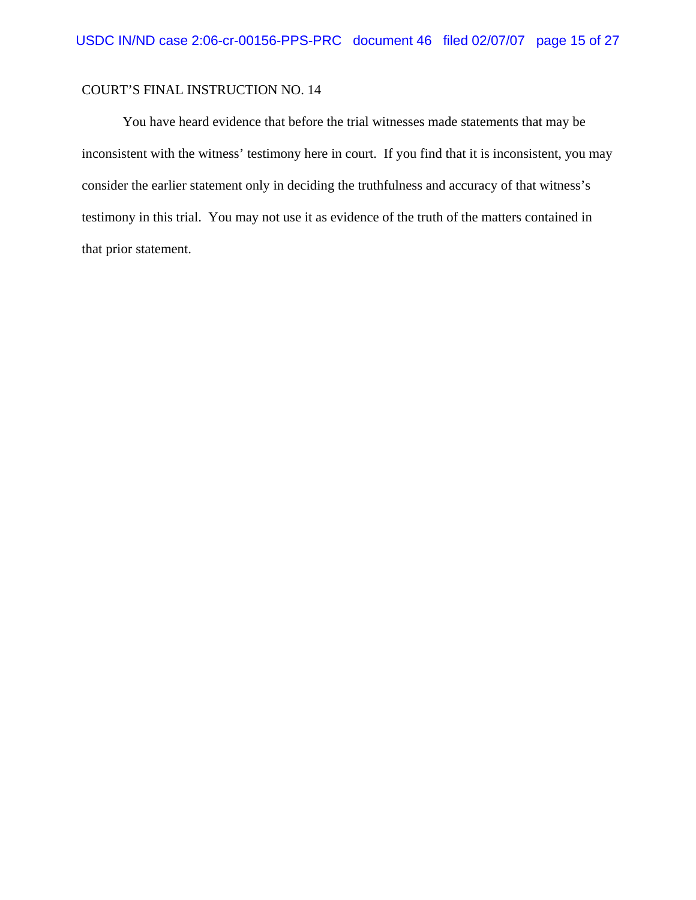COURT’S FINAL INSTRUCTION NO. 14

You have heard evidence that before the trial witnesses made statements that may be inconsistent with the witness’ testimony here in court. If you find that it is inconsistent, you may consider the earlier statement only in deciding the truthfulness and accuracy of that witness’s testimony in this trial. You may not use it as evidence of the truth of the matters contained in that prior statement.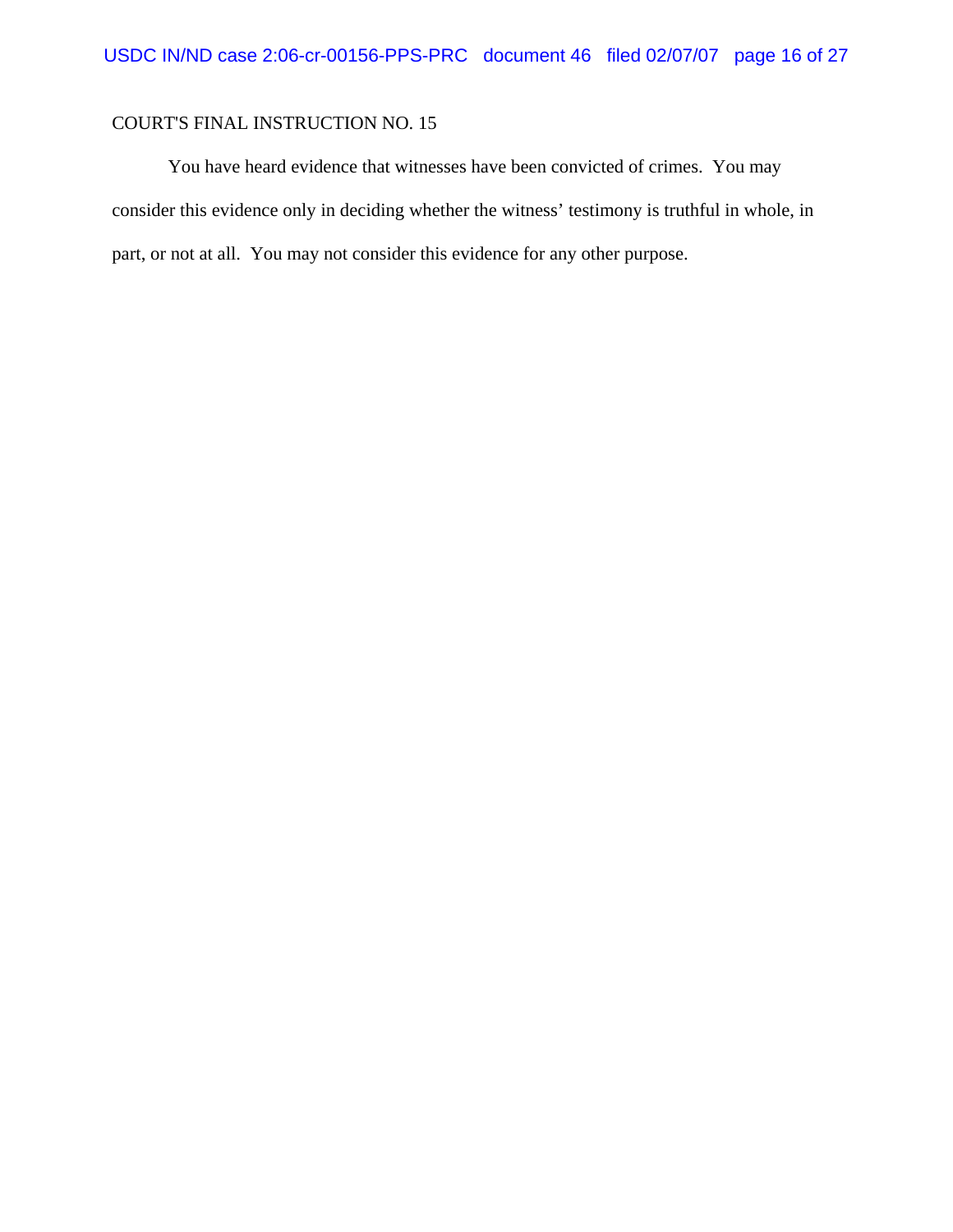COURT'S FINAL INSTRUCTION NO. 15

You have heard evidence that witnesses have been convicted of crimes. You may consider this evidence only in deciding whether the witness' testimony is truthful in whole, in part, or not at all. You may not consider this evidence for any other purpose.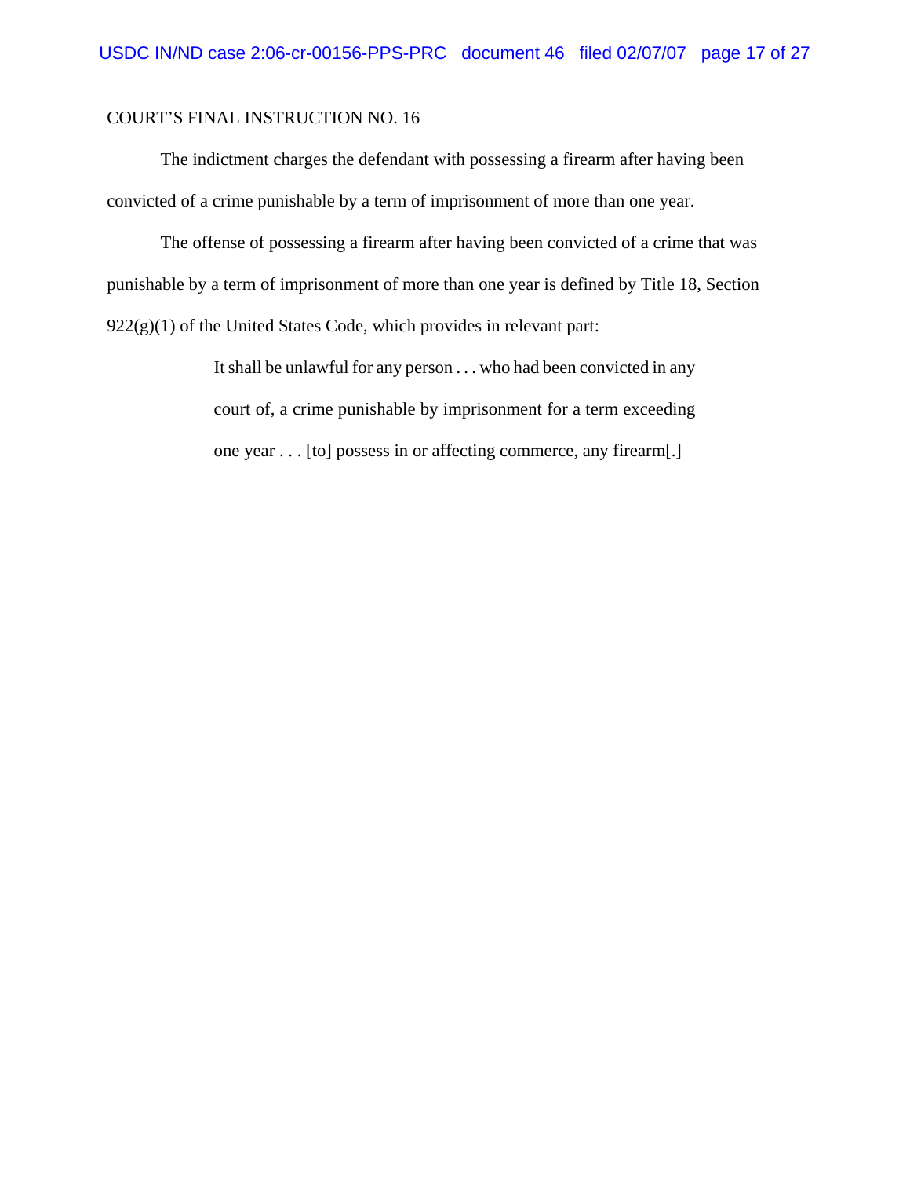COURT'S FINAL INSTRUCTION NO. 16

The indictment charges the defendant with possessing a firearm after having been convicted of a crime punishable by a term of imprisonment of more than one year.

The offense of possessing a firearm after having been convicted of a crime that was punishable by a term of imprisonment of more than one year is defined by Title 18, Section 922(g)(1) of the United States Code, which provides in relevant part:

> It shall be unlawful for any person . . . who had been convicted in any court of, a crime punishable by imprisonment for a term exceeding one year . . . [to] possess in or affecting commerce, any firearm[.]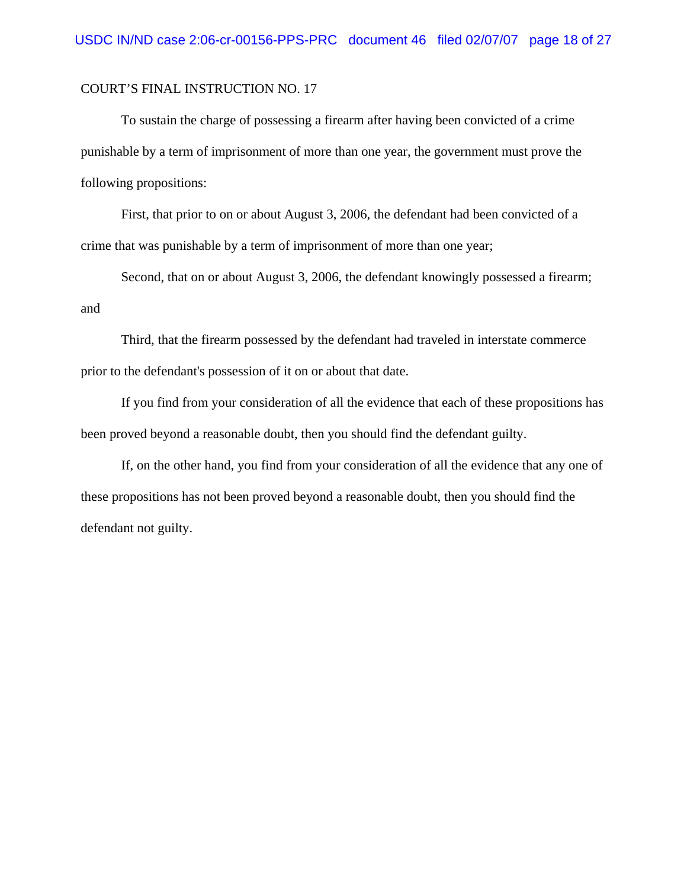COURT'S FINAL INSTRUCTION NO. 17

To sustain the charge of possessing a firearm after having been convicted of a crime punishable by a term of imprisonment of more than one year, the government must prove the following propositions:

First, that prior to on or about August 3, 2006, the defendant had been convicted of a crime that was punishable by a term of imprisonment of more than one year;

Second, that on or about August 3, 2006, the defendant knowingly possessed a firearm; and

Third, that the firearm possessed by the defendant had traveled in interstate commerce prior to the defendant's possession of it on or about that date.

If you find from your consideration of all the evidence that each of these propositions has been proved beyond a reasonable doubt, then you should find the defendant guilty.

If, on the other hand, you find from your consideration of all the evidence that any one of these propositions has not been proved beyond a reasonable doubt, then you should find the defendant not guilty.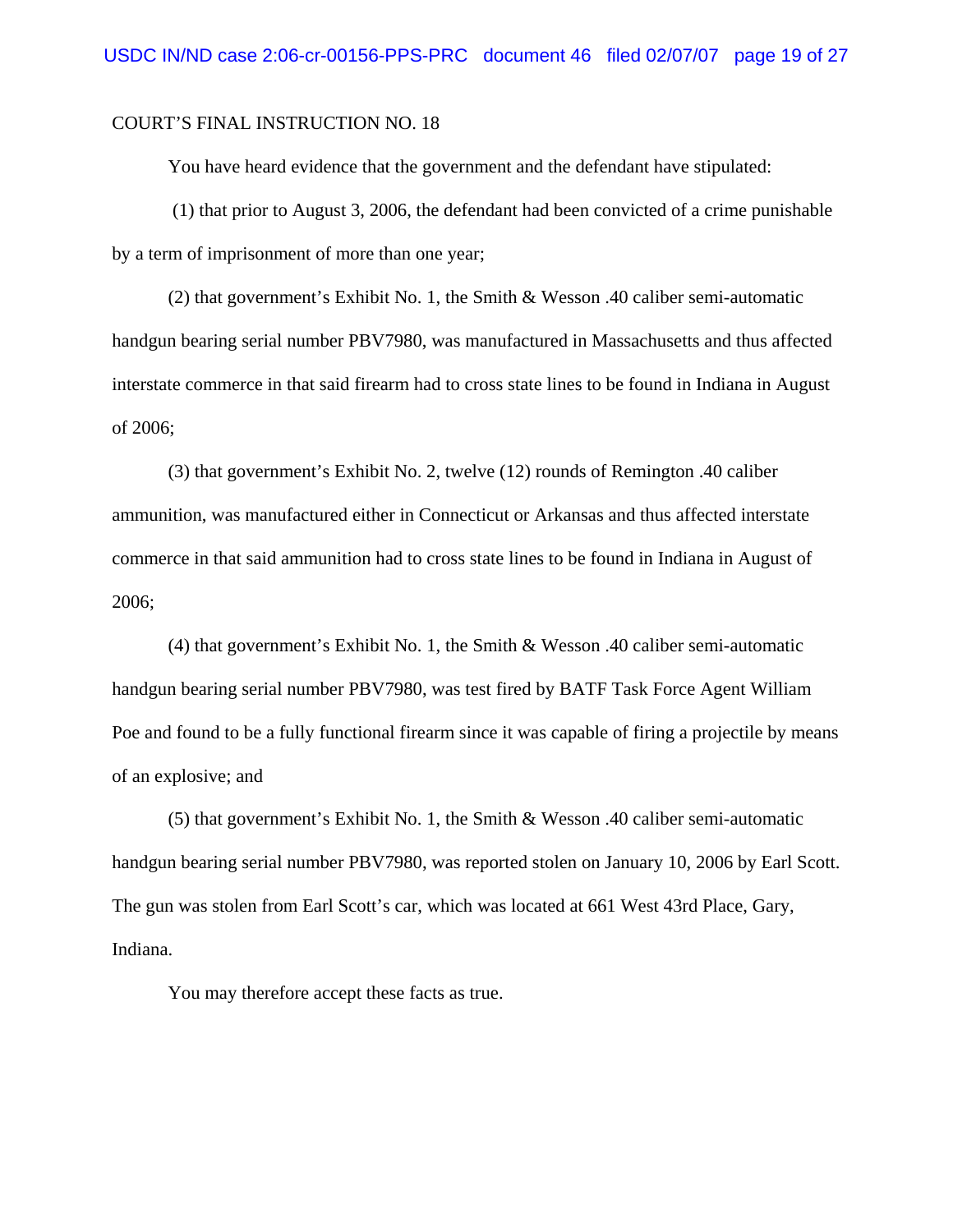COURT'S FINAL INSTRUCTION NO. 18

You have heard evidence that the government and the defendant have stipulated:

(1) that prior to August 3, 2006, the defendant had been convicted of a crime punishable by a term of imprisonment of more than one year;

(2) that government's Exhibit No. 1, the Smith & Wesson .40 caliber semi-automatic handgun bearing serial number PBV7980, was manufactured in Massachusetts and thus affected interstate commerce in that said firearm had to cross state lines to be found in Indiana in August of 2006;

(3) that government's Exhibit No. 2, twelve (12) rounds of Remington .40 caliber ammunition, was manufactured either in Connecticut or Arkansas and thus affected interstate commerce in that said ammunition had to cross state lines to be found in Indiana in August of 2006;

(4) that government's Exhibit No. 1, the Smith & Wesson .40 caliber semi-automatic handgun bearing serial number PBV7980, was test fired by BATF Task Force Agent William Poe and found to be a fully functional firearm since it was capable of firing a projectile by means of an explosive; and

(5) that government's Exhibit No. 1, the Smith & Wesson .40 caliber semi-automatic handgun bearing serial number PBV7980, was reported stolen on January 10, 2006 by Earl Scott. The gun was stolen from Earl Scott's car, which was located at 661 West 43rd Place, Gary, Indiana.

You may therefore accept these facts as true.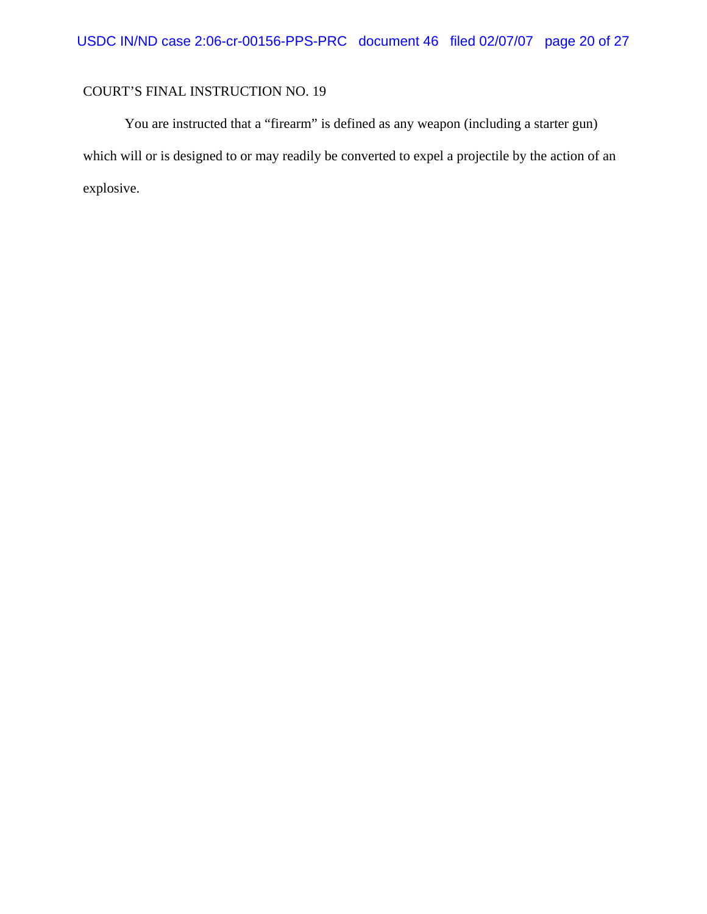COURT'S FINAL INSTRUCTION NO. 19

You are instructed that a "firearm" is defined as any weapon (including a starter gun) which will or is designed to or may readily be converted to expel a projectile by the action of an explosive.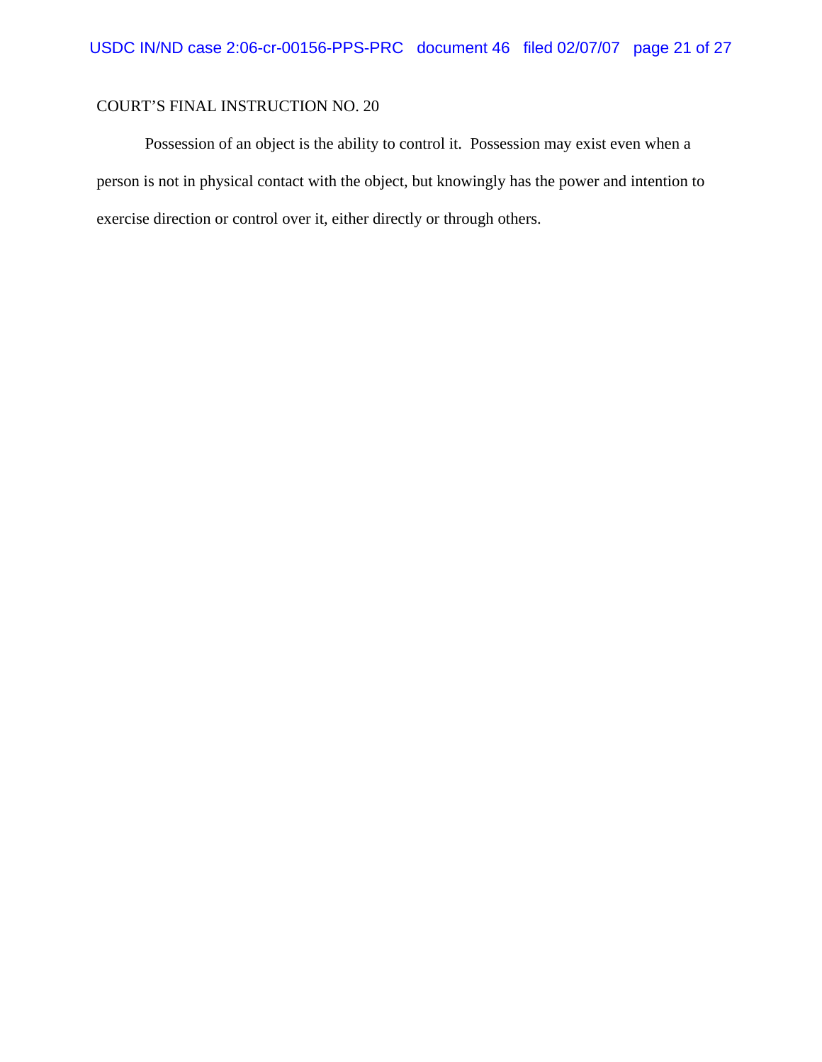COURT'S FINAL INSTRUCTION NO. 20

Possession of an object is the ability to control it. Possession may exist even when a person is not in physical contact with the object, but knowingly has the power and intention to exercise direction or control over it, either directly or through others.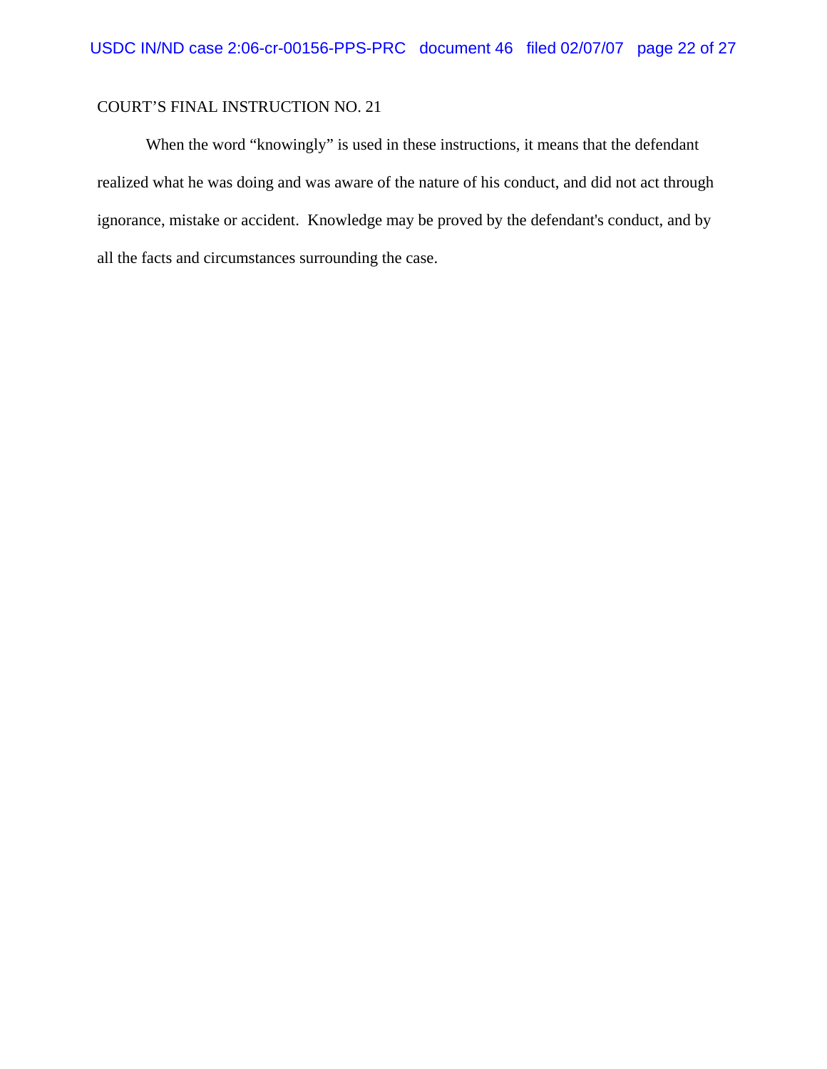COURT’S FINAL INSTRUCTION NO. 21

When the word “knowingly” is used in these instructions, it means that the defendant realized what he was doing and was aware of the nature of his conduct, and did not act through ignorance, mistake or accident. Knowledge may be proved by the defendant's conduct, and by all the facts and circumstances surrounding the case.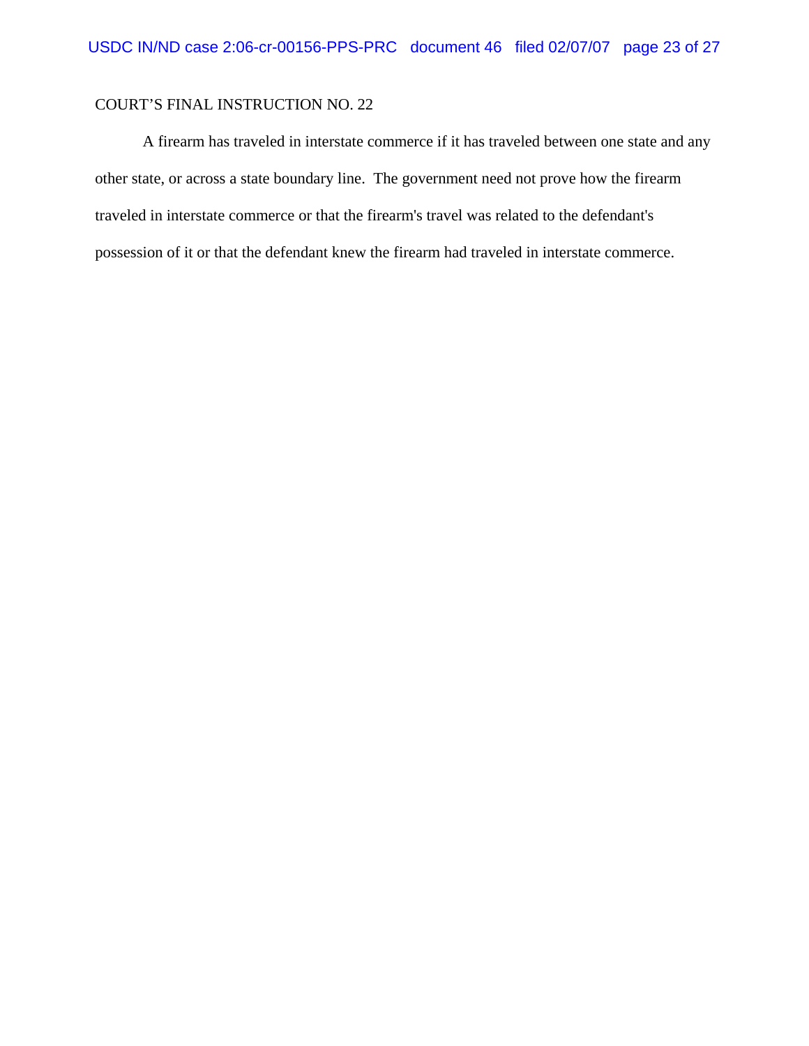COURT'S FINAL INSTRUCTION NO. 22

A firearm has traveled in interstate commerce if it has traveled between one state and any other state, or across a state boundary line. The government need not prove how the firearm traveled in interstate commerce or that the firearm's travel was related to the defendant's possession of it or that the defendant knew the firearm had traveled in interstate commerce.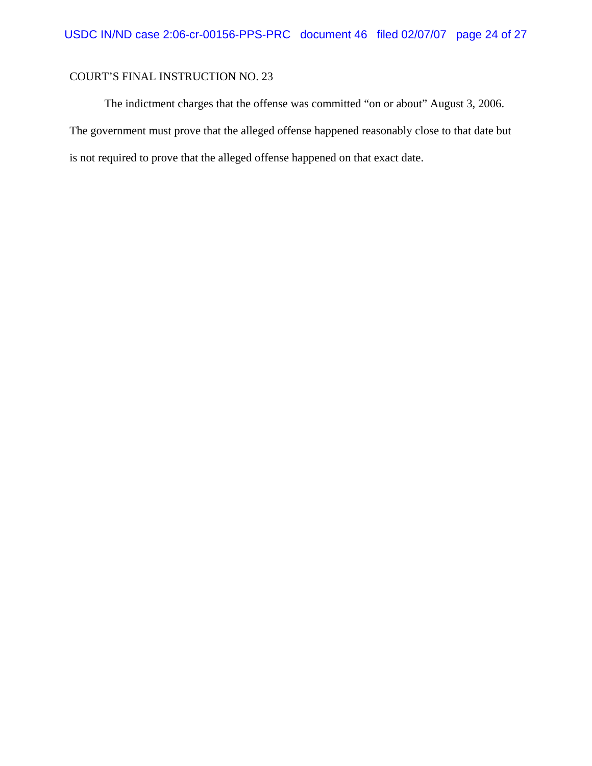COURT’S FINAL INSTRUCTION NO. 23

The indictment charges that the offense was committed “on or about” August 3, 2006. The government must prove that the alleged offense happened reasonably close to that date but is not required to prove that the alleged offense happened on that exact date.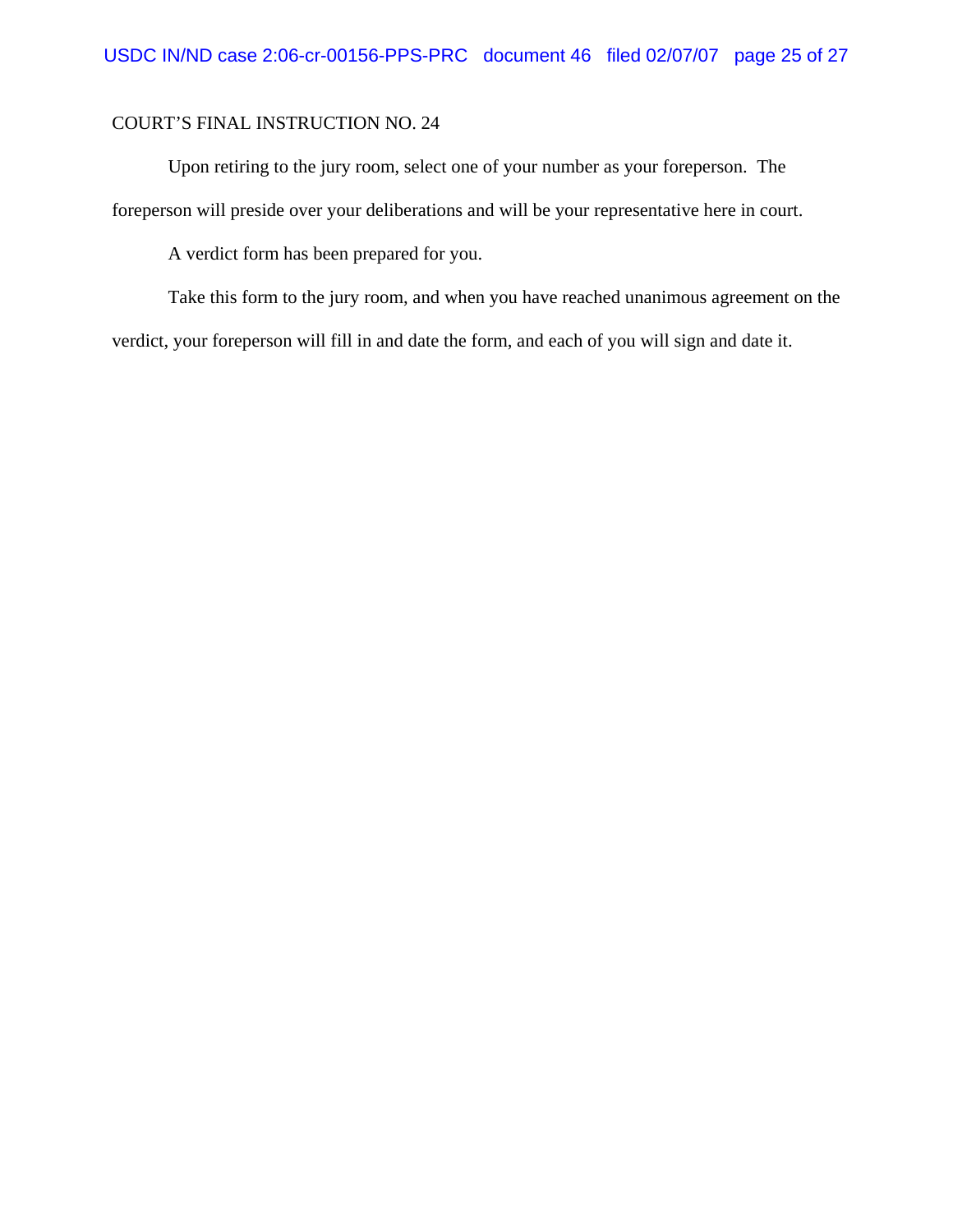COURT'S FINAL INSTRUCTION NO. 24

Upon retiring to the jury room, select one of your number as your foreperson. The foreperson will preside over your deliberations and will be your representative here in court.

A verdict form has been prepared for you.

Take this form to the jury room, and when you have reached unanimous agreement on the verdict, your foreperson will fill in and date the form, and each of you will sign and date it.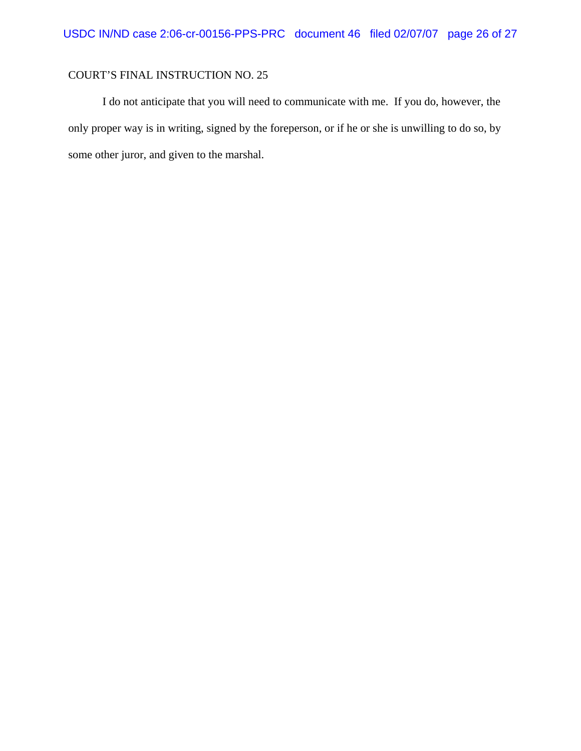COURT'S FINAL INSTRUCTION NO. 25

I do not anticipate that you will need to communicate with me. If you do, however, the only proper way is in writing, signed by the foreperson, or if he or she is unwilling to do so, by some other juror, and given to the marshal.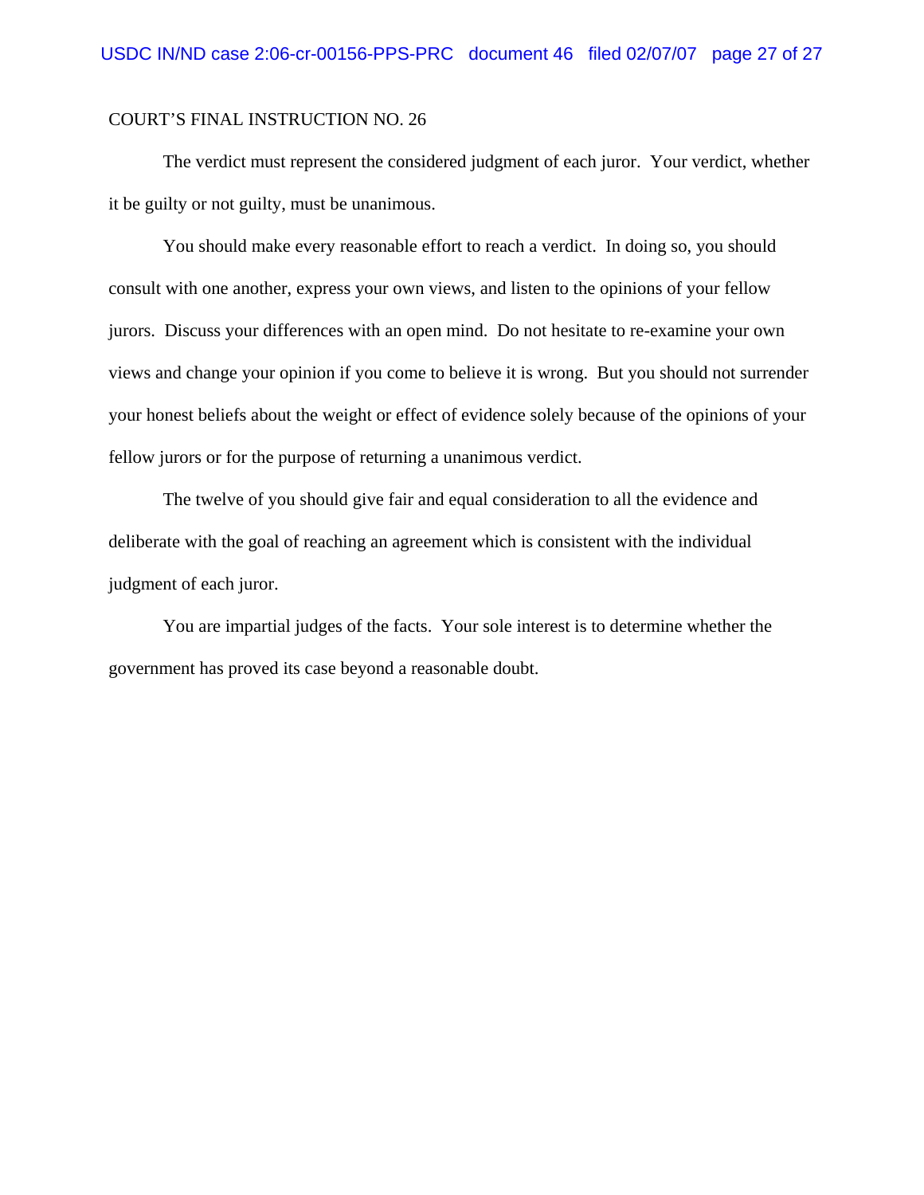COURT'S FINAL INSTRUCTION NO. 26

The verdict must represent the considered judgment of each juror. Your verdict, whether it be guilty or not guilty, must be unanimous.

You should make every reasonable effort to reach a verdict. In doing so, you should consult with one another, express your own views, and listen to the opinions of your fellow jurors. Discuss your differences with an open mind. Do not hesitate to re-examine your own views and change your opinion if you come to believe it is wrong. But you should not surrender your honest beliefs about the weight or effect of evidence solely because of the opinions of your fellow jurors or for the purpose of returning a unanimous verdict.

The twelve of you should give fair and equal consideration to all the evidence and deliberate with the goal of reaching an agreement which is consistent with the individual judgment of each juror.

You are impartial judges of the facts. Your sole interest is to determine whether the government has proved its case beyond a reasonable doubt.